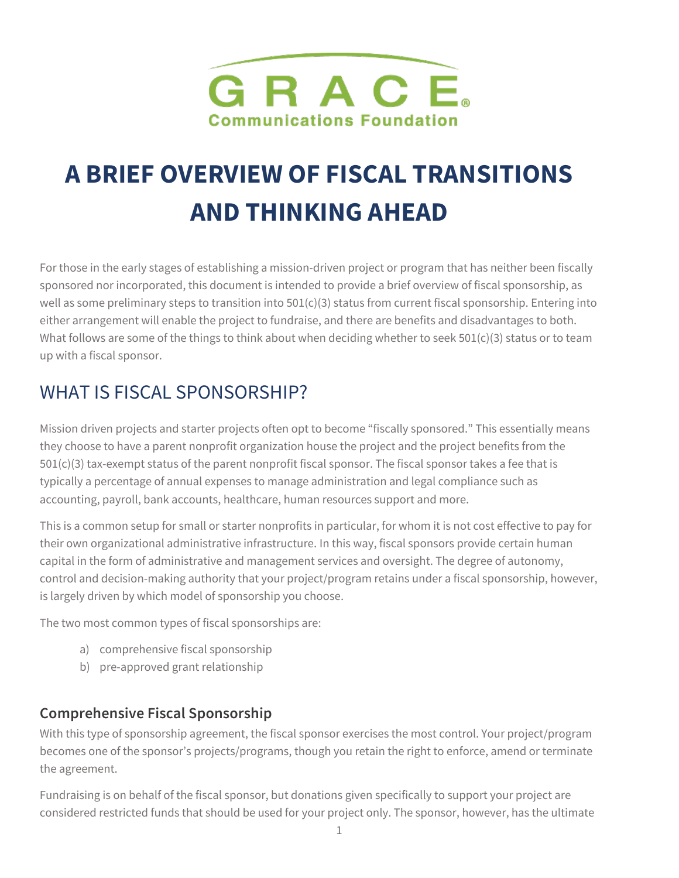GRACE Communications Foundation

# A BRIEF OVERVIEW OF FISCAL TRANSITIONS AND THINKING AHEAD

For those in the early stages of establishing a mission-driven project or program that has neither been fiscally sponsored nor incorporated, this document is intended to provide a brief overview of fiscal sponsorship, as well as some preliminary steps to transition into 501(c)(3) status from current fiscal sponsorship. Entering into either arrangement will enable the project to fundraise, and there are benefits and disadvantages to both. What follows are some of the things to think about when deciding whether to seek 501(c)(3) status or to team up with a fiscal sponsor.

## WHAT IS FISCAL SPONSORSHIP?

Mission driven projects and starter projects often opt to become "fiscally sponsored." This essentially means they choose to have a parent nonprofit organization house the project and the project benefits from the 501(c)(3) tax-exempt status of the parent nonprofit fiscal sponsor. The fiscal sponsor takes a fee that is typically a percentage of annual expenses to manage administration and legal compliance such as accounting, payroll, bank accounts, healthcare, human resources support and more.

This is a common setup for small or starter nonprofits in particular, for whom it is not cost effective to pay for their own organizational administrative infrastructure. In this way, fiscal sponsors provide certain human capital in the form of administrative and management services and oversight. The degree of autonomy, control and decision-making authority that your project/program retains under a fiscal sponsorship, however, is largely driven by which model of sponsorship you choose.

The two most common types of fiscal sponsorships are:

a) comprehensive fiscal sponsorship
b) pre-approved grant relationship

### Comprehensive Fiscal Sponsorship

With this type of sponsorship agreement, the fiscal sponsor exercises the most control. Your project/program becomes one of the sponsor's projects/programs, though you retain the right to enforce, amend or terminate the agreement.

Fundraising is on behalf of the fiscal sponsor, but donations given specifically to support your project are considered restricted funds that should be used for your project only. The sponsor, however, has the ultimate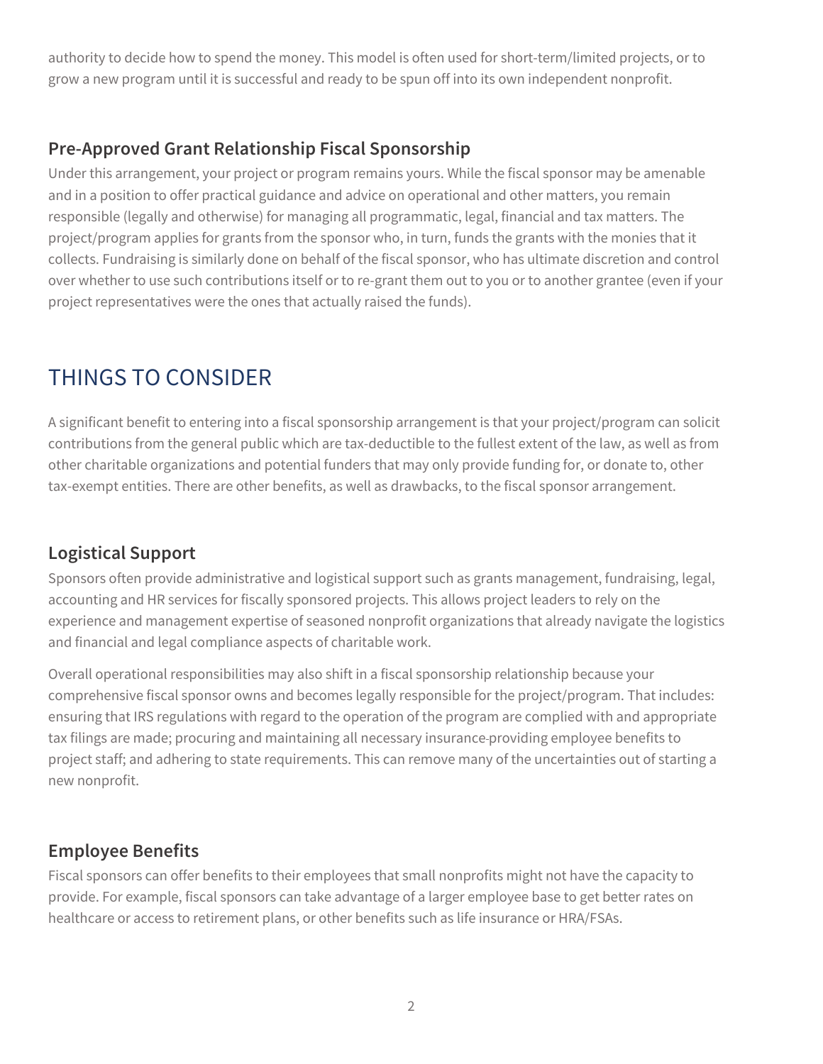authority to decide how to spend the money. This model is often used for short-term/limited projects, or to grow a new program until it is successful and ready to be spun off into its own independent nonprofit.

### Pre-Approved Grant Relationship Fiscal Sponsorship

Under this arrangement, your project or program remains yours. While the fiscal sponsor may be amenable and in a position to offer practical guidance and advice on operational and other matters, you remain responsible (legally and otherwise) for managing all programmatic, legal, financial and tax matters. The project/program applies for grants from the sponsor who, in turn, funds the grants with the monies that it collects. Fundraising is similarly done on behalf of the fiscal sponsor, who has ultimate discretion and control over whether to use such contributions itself or to re-grant them out to you or to another grantee (even if your project representatives were the ones that actually raised the funds).

## THINGS TO CONSIDER

A significant benefit to entering into a fiscal sponsorship arrangement is that your project/program can solicit contributions from the general public which are tax-deductible to the fullest extent of the law, as well as from other charitable organizations and potential funders that may only provide funding for, or donate to, other tax-exempt entities. There are other benefits, as well as drawbacks, to the fiscal sponsor arrangement.

### Logistical Support

Sponsors often provide administrative and logistical support such as grants management, fundraising, legal, accounting and HR services for fiscally sponsored projects. This allows project leaders to rely on the experience and management expertise of seasoned nonprofit organizations that already navigate the logistics and financial and legal compliance aspects of charitable work.

Overall operational responsibilities may also shift in a fiscal sponsorship relationship because your comprehensive fiscal sponsor owns and becomes legally responsible for the project/program. That includes: ensuring that IRS regulations with regard to the operation of the program are complied with and appropriate tax filings are made; procuring and maintaining all necessary insurance-providing employee benefits to project staff; and adhering to state requirements. This can remove many of the uncertainties out of starting a new nonprofit.

### Employee Benefits

Fiscal sponsors can offer benefits to their employees that small nonprofits might not have the capacity to provide. For example, fiscal sponsors can take advantage of a larger employee base to get better rates on healthcare or access to retirement plans, or other benefits such as life insurance or HRA/FSAs.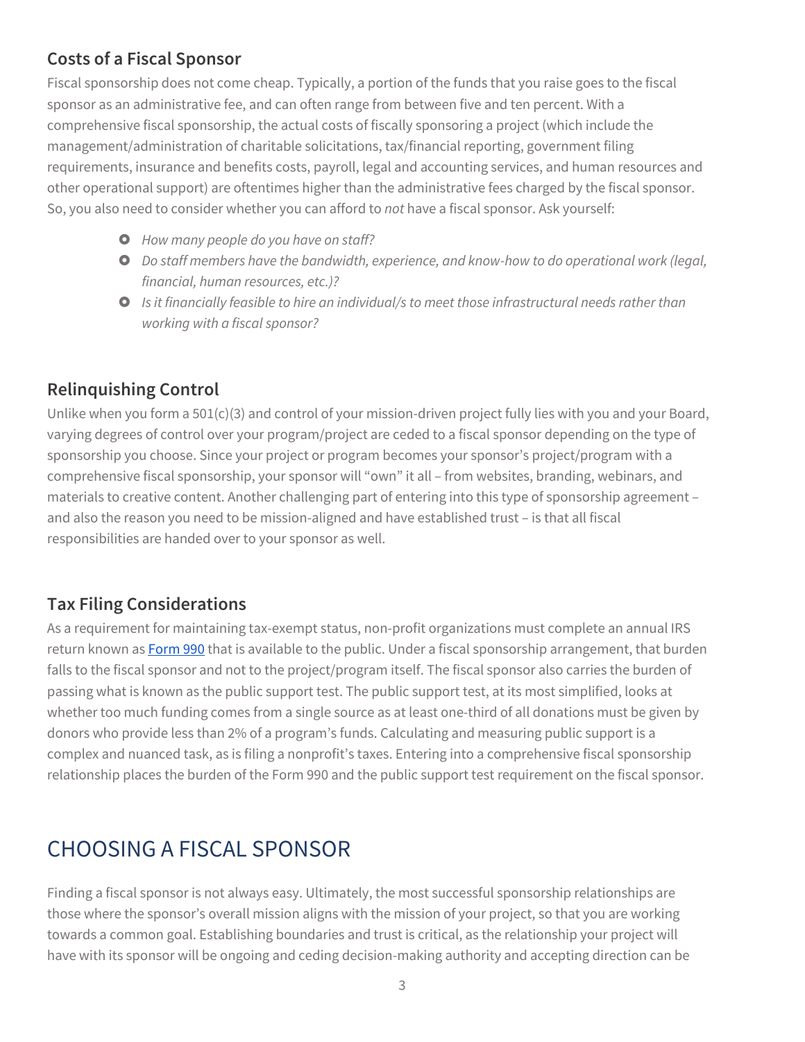### Costs of a Fiscal Sponsor

Fiscal sponsorship does not come cheap. Typically, a portion of the funds that you raise goes to the fiscal sponsor as an administrative fee, and can often range from between five and ten percent. With a comprehensive fiscal sponsorship, the actual costs of fiscally sponsoring a project (which include the management/administration of charitable solicitations, tax/financial reporting, government filing requirements, insurance and benefits costs, payroll, legal and accounting services, and human resources and other operational support) are oftentimes higher than the administrative fees charged by the fiscal sponsor. So, you also need to consider whether you can afford to *not* have a fiscal sponsor. Ask yourself:

- *How many people do you have on staff?*
- *Do staff members have the bandwidth, experience, and know-how to do operational work (legal, financial, human resources, etc.)?*
- *Is it financially feasible to hire an individual/s to meet those infrastructural needs rather than working with a fiscal sponsor?*

### Relinquishing Control

Unlike when you form a 501(c)(3) and control of your mission-driven project fully lies with you and your Board, varying degrees of control over your program/project are ceded to a fiscal sponsor depending on the type of sponsorship you choose. Since your project or program becomes your sponsor's project/program with a comprehensive fiscal sponsorship, your sponsor will "own" it all – from websites, branding, webinars, and materials to creative content. Another challenging part of entering into this type of sponsorship agreement – and also the reason you need to be mission-aligned and have established trust – is that all fiscal responsibilities are handed over to your sponsor as well.

### Tax Filing Considerations

As a requirement for maintaining tax-exempt status, non-profit organizations must complete an annual IRS return known as Form 990 that is available to the public. Under a fiscal sponsorship arrangement, that burden falls to the fiscal sponsor and not to the project/program itself. The fiscal sponsor also carries the burden of passing what is known as the public support test. The public support test, at its most simplified, looks at whether too much funding comes from a single source as at least one-third of all donations must be given by donors who provide less than 2% of a program's funds. Calculating and measuring public support is a complex and nuanced task, as is filing a nonprofit's taxes. Entering into a comprehensive fiscal sponsorship relationship places the burden of the Form 990 and the public support test requirement on the fiscal sponsor.

## CHOOSING A FISCAL SPONSOR

Finding a fiscal sponsor is not always easy. Ultimately, the most successful sponsorship relationships are those where the sponsor's overall mission aligns with the mission of your project, so that you are working towards a common goal. Establishing boundaries and trust is critical, as the relationship your project will have with its sponsor will be ongoing and ceding decision-making authority and accepting direction can be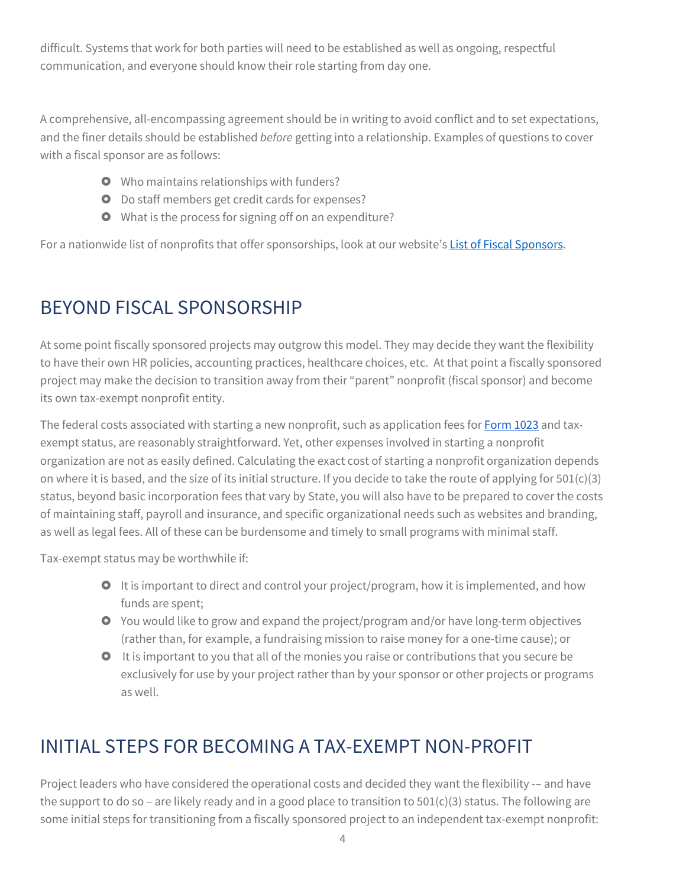difficult. Systems that work for both parties will need to be established as well as ongoing, respectful communication, and everyone should know their role starting from day one.

A comprehensive, all-encompassing agreement should be in writing to avoid conflict and to set expectations, and the finer details should be established *before* getting into a relationship. Examples of questions to cover with a fiscal sponsor are as follows:

- Who maintains relationships with funders?
- Do staff members get credit cards for expenses?
- What is the process for signing off on an expenditure?

For a nationwide list of nonprofits that offer sponsorships, look at our website's [List of Fiscal Sponsors](#).

## BEYOND FISCAL SPONSORSHIP

At some point fiscally sponsored projects may outgrow this model. They may decide they want the flexibility to have their own HR policies, accounting practices, healthcare choices, etc. At that point a fiscally sponsored project may make the decision to transition away from their "parent" nonprofit (fiscal sponsor) and become its own tax-exempt nonprofit entity.

The federal costs associated with starting a new nonprofit, such as application fees for [Form 1023](#) and tax-exempt status, are reasonably straightforward. Yet, other expenses involved in starting a nonprofit organization are not as easily defined. Calculating the exact cost of starting a nonprofit organization depends on where it is based, and the size of its initial structure. If you decide to take the route of applying for 501(c)(3) status, beyond basic incorporation fees that vary by State, you will also have to be prepared to cover the costs of maintaining staff, payroll and insurance, and specific organizational needs such as websites and branding, as well as legal fees. All of these can be burdensome and timely to small programs with minimal staff.

Tax-exempt status may be worthwhile if:

- It is important to direct and control your project/program, how it is implemented, and how funds are spent;
- You would like to grow and expand the project/program and/or have long-term objectives (rather than, for example, a fundraising mission to raise money for a one-time cause); or
- It is important to you that all of the monies you raise or contributions that you secure be exclusively for use by your project rather than by your sponsor or other projects or programs as well.

## INITIAL STEPS FOR BECOMING A TAX-EXEMPT NON-PROFIT

Project leaders who have considered the operational costs and decided they want the flexibility -– and have the support to do so – are likely ready and in a good place to transition to 501(c)(3) status. The following are some initial steps for transitioning from a fiscally sponsored project to an independent tax-exempt nonprofit: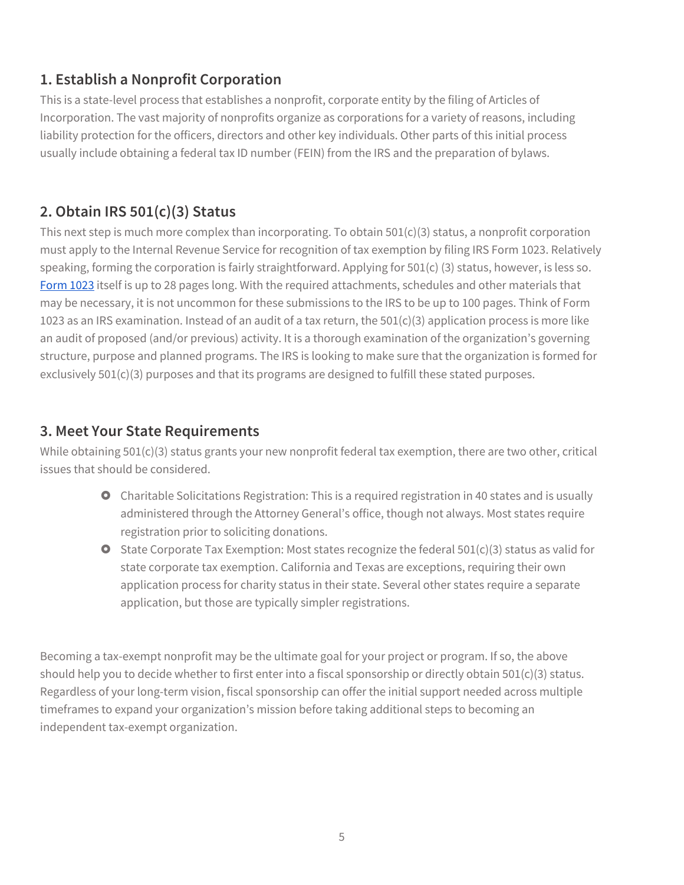## 1. Establish a Nonprofit Corporation

This is a state-level process that establishes a nonprofit, corporate entity by the filing of Articles of Incorporation. The vast majority of nonprofits organize as corporations for a variety of reasons, including liability protection for the officers, directors and other key individuals. Other parts of this initial process usually include obtaining a federal tax ID number (FEIN) from the IRS and the preparation of bylaws.

## 2. Obtain IRS 501(c)(3) Status

This next step is much more complex than incorporating. To obtain 501(c)(3) status, a nonprofit corporation must apply to the Internal Revenue Service for recognition of tax exemption by filing IRS Form 1023. Relatively speaking, forming the corporation is fairly straightforward. Applying for 501(c) (3) status, however, is less so. Form 1023 itself is up to 28 pages long. With the required attachments, schedules and other materials that may be necessary, it is not uncommon for these submissions to the IRS to be up to 100 pages. Think of Form 1023 as an IRS examination. Instead of an audit of a tax return, the 501(c)(3) application process is more like an audit of proposed (and/or previous) activity. It is a thorough examination of the organization's governing structure, purpose and planned programs. The IRS is looking to make sure that the organization is formed for exclusively 501(c)(3) purposes and that its programs are designed to fulfill these stated purposes.

## 3. Meet Your State Requirements

While obtaining 501(c)(3) status grants your new nonprofit federal tax exemption, there are two other, critical issues that should be considered.

- Charitable Solicitations Registration: This is a required registration in 40 states and is usually administered through the Attorney General's office, though not always. Most states require registration prior to soliciting donations.
- State Corporate Tax Exemption: Most states recognize the federal 501(c)(3) status as valid for state corporate tax exemption. California and Texas are exceptions, requiring their own application process for charity status in their state. Several other states require a separate application, but those are typically simpler registrations.

Becoming a tax-exempt nonprofit may be the ultimate goal for your project or program. If so, the above should help you to decide whether to first enter into a fiscal sponsorship or directly obtain 501(c)(3) status. Regardless of your long-term vision, fiscal sponsorship can offer the initial support needed across multiple timeframes to expand your organization's mission before taking additional steps to becoming an independent tax-exempt organization.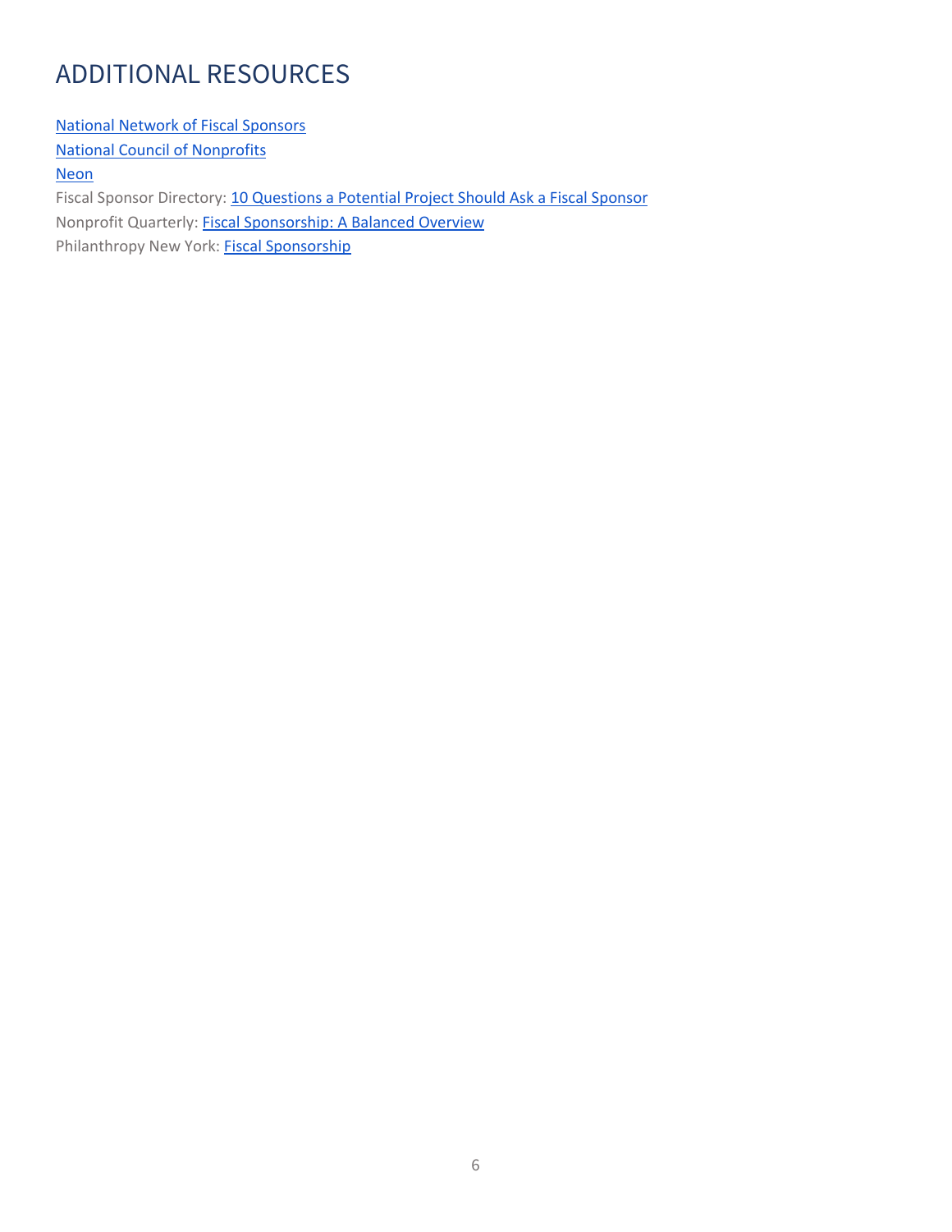# ADDITIONAL RESOURCES

National Network of Fiscal Sponsors
National Council of Nonprofits
Neon
Fiscal Sponsor Directory: 10 Questions a Potential Project Should Ask a Fiscal Sponsor
Nonprofit Quarterly: Fiscal Sponsorship: A Balanced Overview
Philanthropy New York: Fiscal Sponsorship